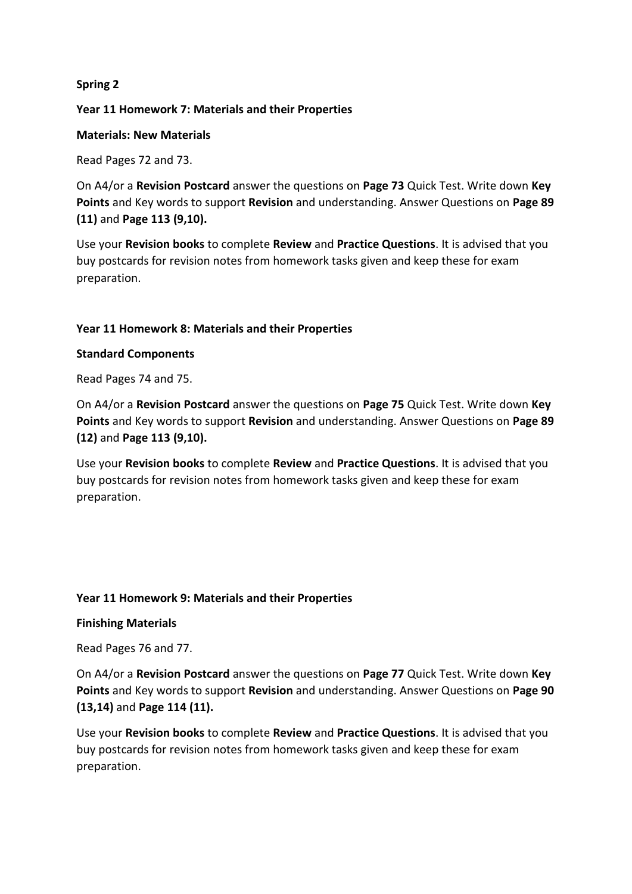**Spring 2**

**Year 11 Homework 7: Materials and their Properties**

**Materials: New Materials**

Read Pages 72 and 73.

On A4/or a **Revision Postcard** answer the questions on **Page 73** Quick Test. Write down **Key Points** and Key words to support **Revision** and understanding. Answer Questions on **Page 89 (11)** and **Page 113 (9,10).**

Use your **Revision books** to complete **Review** and **Practice Questions**. It is advised that you buy postcards for revision notes from homework tasks given and keep these for exam preparation.

**Year 11 Homework 8: Materials and their Properties**

**Standard Components**

Read Pages 74 and 75.

On A4/or a **Revision Postcard** answer the questions on **Page 75** Quick Test. Write down **Key Points** and Key words to support **Revision** and understanding. Answer Questions on **Page 89 (12)** and **Page 113 (9,10).**

Use your **Revision books** to complete **Review** and **Practice Questions**. It is advised that you buy postcards for revision notes from homework tasks given and keep these for exam preparation.

**Year 11 Homework 9: Materials and their Properties**

**Finishing Materials**

Read Pages 76 and 77.

On A4/or a **Revision Postcard** answer the questions on **Page 77** Quick Test. Write down **Key Points** and Key words to support **Revision** and understanding. Answer Questions on **Page 90 (13,14)** and **Page 114 (11).**

Use your **Revision books** to complete **Review** and **Practice Questions**. It is advised that you buy postcards for revision notes from homework tasks given and keep these for exam preparation.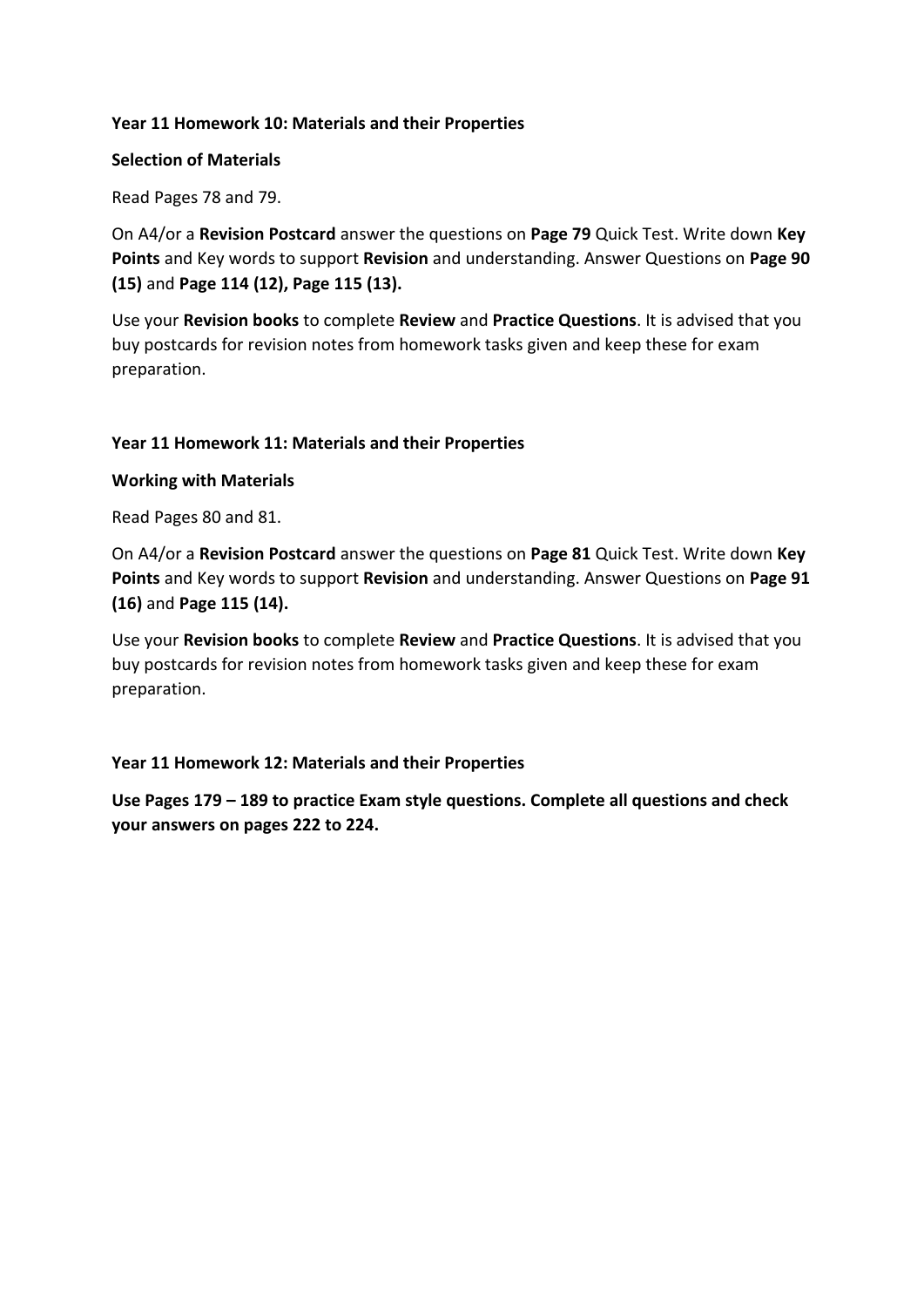**Year 11 Homework 10: Materials and their Properties**

**Selection of Materials**

Read Pages 78 and 79.

On A4/or a **Revision Postcard** answer the questions on **Page 79** Quick Test. Write down **Key Points** and Key words to support **Revision** and understanding. Answer Questions on **Page 90 (15)** and **Page 114 (12), Page 115 (13).**

Use your **Revision books** to complete **Review** and **Practice Questions**. It is advised that you buy postcards for revision notes from homework tasks given and keep these for exam preparation.

**Year 11 Homework 11: Materials and their Properties**

**Working with Materials**

Read Pages 80 and 81.

On A4/or a **Revision Postcard** answer the questions on **Page 81** Quick Test. Write down **Key Points** and Key words to support **Revision** and understanding. Answer Questions on **Page 91 (16)** and **Page 115 (14).**

Use your **Revision books** to complete **Review** and **Practice Questions**. It is advised that you buy postcards for revision notes from homework tasks given and keep these for exam preparation.

**Year 11 Homework 12: Materials and their Properties**

**Use Pages 179 – 189 to practice Exam style questions. Complete all questions and check your answers on pages 222 to 224.**